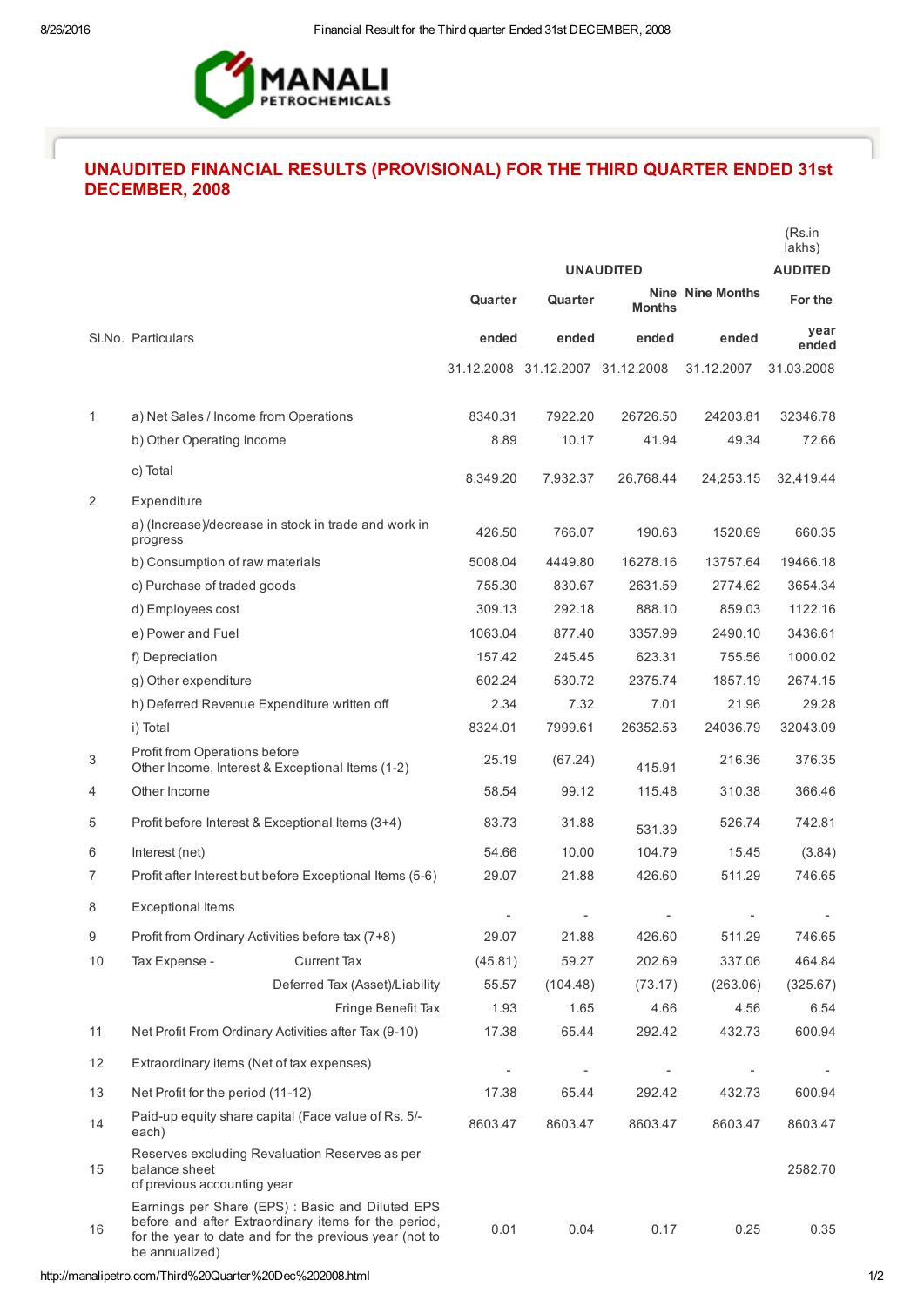MANALI PETROCHEMICALS

# UNAUDITED FINANCIAL RESULTS (PROVISIONAL) FOR THE THIRD QUARTER ENDED 31st DECEMBER, 2008

(Rs.in lakhs)

| Sl.No. | Particulars | Quarter ended 31.12.2008 (UNAUDITED) | Quarter ended 31.12.2007 (UNAUDITED) | Nine Months ended 31.12.2008 (UNAUDITED) | Nine Months ended 31.12.2007 (UNAUDITED) | For the year ended 31.03.2008 (AUDITED) |
|---|---|---|---|---|---|---|
| 1 | a) Net Sales / Income from Operations | 8340.31 | 7922.20 | 26726.50 | 24203.81 | 32346.78 |
| | b) Other Operating Income | 8.89 | 10.17 | 41.94 | 49.34 | 72.66 |
| | c) Total | 8,349.20 | 7,932.37 | 26,768.44 | 24,253.15 | 32,419.44 |
| 2 | Expenditure | | | | | |
| | a) (Increase)/decrease in stock in trade and work in progress | 426.50 | 766.07 | 190.63 | 1520.69 | 660.35 |
| | b) Consumption of raw materials | 5008.04 | 4449.80 | 16278.16 | 13757.64 | 19466.18 |
| | c) Purchase of traded goods | 755.30 | 830.67 | 2631.59 | 2774.62 | 3654.34 |
| | d) Employees cost | 309.13 | 292.18 | 888.10 | 859.03 | 1122.16 |
| | e) Power and Fuel | 1063.04 | 877.40 | 3357.99 | 2490.10 | 3436.61 |
| | f) Depreciation | 157.42 | 245.45 | 623.31 | 755.56 | 1000.02 |
| | g) Other expenditure | 602.24 | 530.72 | 2375.74 | 1857.19 | 2674.15 |
| | h) Deferred Revenue Expenditure written off | 2.34 | 7.32 | 7.01 | 21.96 | 29.28 |
| | i) Total | 8324.01 | 7999.61 | 26352.53 | 24036.79 | 32043.09 |
| 3 | Profit from Operations before Other Income, Interest & Exceptional Items (1-2) | 25.19 | (67.24) | 415.91 | 216.36 | 376.35 |
| 4 | Other Income | 58.54 | 99.12 | 115.48 | 310.38 | 366.46 |
| 5 | Profit before Interest & Exceptional Items (3+4) | 83.73 | 31.88 | 531.39 | 526.74 | 742.81 |
| 6 | Interest (net) | 54.66 | 10.00 | 104.79 | 15.45 | (3.84) |
| 7 | Profit after Interest but before Exceptional Items (5-6) | 29.07 | 21.88 | 426.60 | 511.29 | 746.65 |
| 8 | Exceptional Items | - | - | - | - | - |
| 9 | Profit from Ordinary Activities before tax (7+8) | 29.07 | 21.88 | 426.60 | 511.29 | 746.65 |
| 10 | Tax Expense - Current Tax | (45.81) | 59.27 | 202.69 | 337.06 | 464.84 |
| | Deferred Tax (Asset)/Liability | 55.57 | (104.48) | (73.17) | (263.06) | (325.67) |
| | Fringe Benefit Tax | 1.93 | 1.65 | 4.66 | 4.56 | 6.54 |
| 11 | Net Profit From Ordinary Activities after Tax (9-10) | 17.38 | 65.44 | 292.42 | 432.73 | 600.94 |
| 12 | Extraordinary items (Net of tax expenses) | - | - | - | - | - |
| 13 | Net Profit for the period (11-12) | 17.38 | 65.44 | 292.42 | 432.73 | 600.94 |
| 14 | Paid-up equity share capital (Face value of Rs. 5/- each) | 8603.47 | 8603.47 | 8603.47 | 8603.47 | 8603.47 |
| 15 | Reserves excluding Revaluation Reserves as per balance sheet of previous accounting year | | | | | 2582.70 |
| 16 | Earnings per Share (EPS) : Basic and Diluted EPS before and after Extraordinary items for the period, for the year to date and for the previous year (not to be annualized) | 0.01 | 0.04 | 0.17 | 0.25 | 0.35 |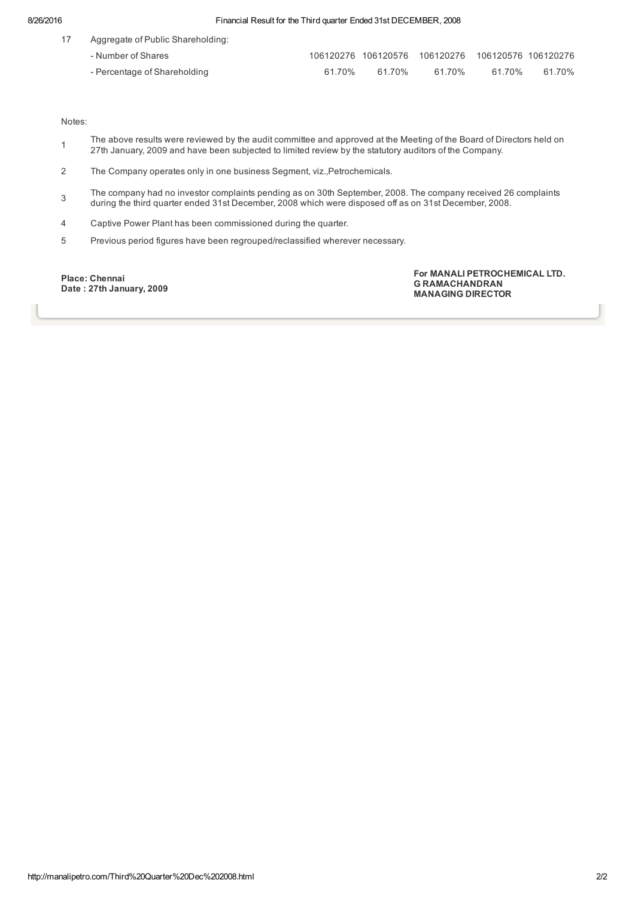| | | | | | | |
|---|---|---|---|---|---|---|
| 17 | Aggregate of Public Shareholding: | | | | | |
| | - Number of Shares | 106120276 | 106120576 | 106120276 | 106120576 | 106120276 |
| | - Percentage of Shareholding | 61.70% | 61.70% | 61.70% | 61.70% | 61.70% |

Notes:

1. The above results were reviewed by the audit committee and approved at the Meeting of the Board of Directors held on 27th January, 2009 and have been subjected to limited review by the statutory auditors of the Company.
2. The Company operates only in one business Segment, viz.,Petrochemicals.
3. The company had no investor complaints pending as on 30th September, 2008. The company received 26 complaints during the third quarter ended 31st December, 2008 which were disposed off as on 31st December, 2008.
4. Captive Power Plant has been commissioned during the quarter.
5. Previous period figures have been regrouped/reclassified wherever necessary.

**Place: Chennai**
**Date : 27th January, 2009**

**For MANALI PETROCHEMICAL LTD.**
**G RAMACHANDRAN**
**MANAGING DIRECTOR**